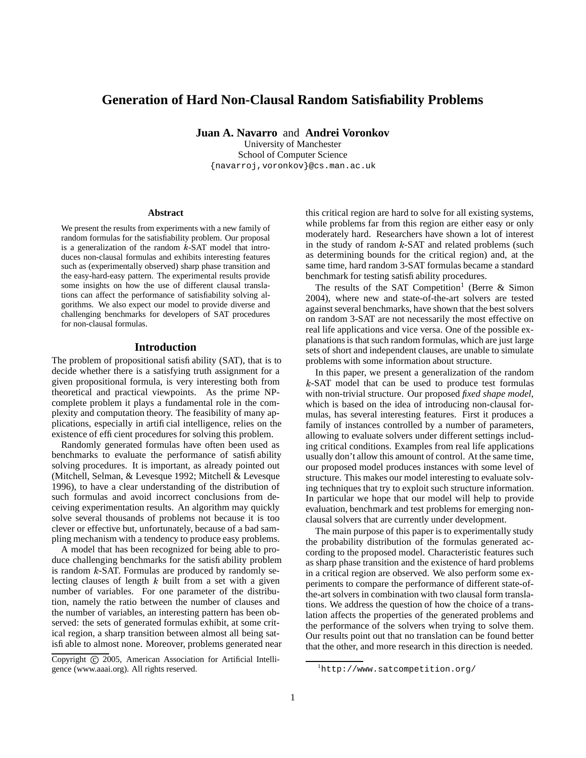# Generation of Hard Non-Clausal Random Satisfiability Problems

**Juan A. Navarro** and **Andrei Voronkov**

University of Manchester
School of Computer Science
{navarroj,voronkov}@cs.man.ac.uk

### Abstract

We present the results from experiments with a new family of random formulas for the satisfiability problem. Our proposal is a generalization of the random $k$-SAT model that introduces non-clausal formulas and exhibits interesting features such as (experimentally observed) sharp phase transition and the easy-hard-easy pattern. The experimental results provide some insights on how the use of different clausal translations can affect the performance of satisfiability solving algorithms. We also expect our model to provide diverse and challenging benchmarks for developers of SAT procedures for non-clausal formulas.

## Introduction

The problem of propositional satisfiability (SAT), that is to decide whether there is a satisfying truth assignment for a given propositional formula, is very interesting both from theoretical and practical viewpoints. As the prime NP-complete problem it plays a fundamental role in the complexity and computation theory. The feasibility of many applications, especially in artificial intelligence, relies on the existence of efficient procedures for solving this problem.

Randomly generated formulas have often been used as benchmarks to evaluate the performance of satisfiability solving procedures. It is important, as already pointed out (Mitchell, Selman, & Levesque 1992; Mitchell & Levesque 1996), to have a clear understanding of the distribution of such formulas and avoid incorrect conclusions from deceiving experimentation results. An algorithm may quickly solve several thousands of problems not because it is too clever or effective but, unfortunately, because of a bad sampling mechanism with a tendency to produce easy problems.

A model that has been recognized for being able to produce challenging benchmarks for the satisfiability problem is random $k$-SAT. Formulas are produced by randomly selecting clauses of length $k$ built from a set with a given number of variables. For one parameter of the distribution, namely the ratio between the number of clauses and the number of variables, an interesting pattern has been observed: the sets of generated formulas exhibit, at some critical region, a sharp transition between almost all being satisfiable to almost none. Moreover, problems generated near this critical region are hard to solve for all existing systems, while problems far from this region are either easy or only moderately hard. Researchers have shown a lot of interest in the study of random $k$-SAT and related problems (such as determining bounds for the critical region) and, at the same time, hard random 3-SAT formulas became a standard benchmark for testing satisfiability procedures.

The results of the SAT Competition[1] (Berre & Simon 2004), where new and state-of-the-art solvers are tested against several benchmarks, have shown that the best solvers on random 3-SAT are not necessarily the most effective on real life applications and vice versa. One of the possible explanations is that such random formulas, which are just large sets of short and independent clauses, are unable to simulate problems with some information about structure.

In this paper, we present a generalization of the random $k$-SAT model that can be used to produce test formulas with non-trivial structure. Our proposed *fixed shape model*, which is based on the idea of introducing non-clausal formulas, has several interesting features. First it produces a family of instances controlled by a number of parameters, allowing to evaluate solvers under different settings including critical conditions. Examples from real life applications usually don't allow this amount of control. At the same time, our proposed model produces instances with some level of structure. This makes our model interesting to evaluate solving techniques that try to exploit such structure information. In particular we hope that our model will help to provide evaluation, benchmark and test problems for emerging non-clausal solvers that are currently under development.

The main purpose of this paper is to experimentally study the probability distribution of the formulas generated according to the proposed model. Characteristic features such as sharp phase transition and the existence of hard problems in a critical region are observed. We also perform some experiments to compare the performance of different state-of-the-art solvers in combination with two clausal form translations. We address the question of how the choice of a translation affects the properties of the generated problems and the performance of the solvers when trying to solve them. Our results point out that no translation can be found better that the other, and more research in this direction is needed.

Copyright © 2005, American Association for Artificial Intelligence (www.aaai.org). All rights reserved.

[1] http://www.satcompetition.org/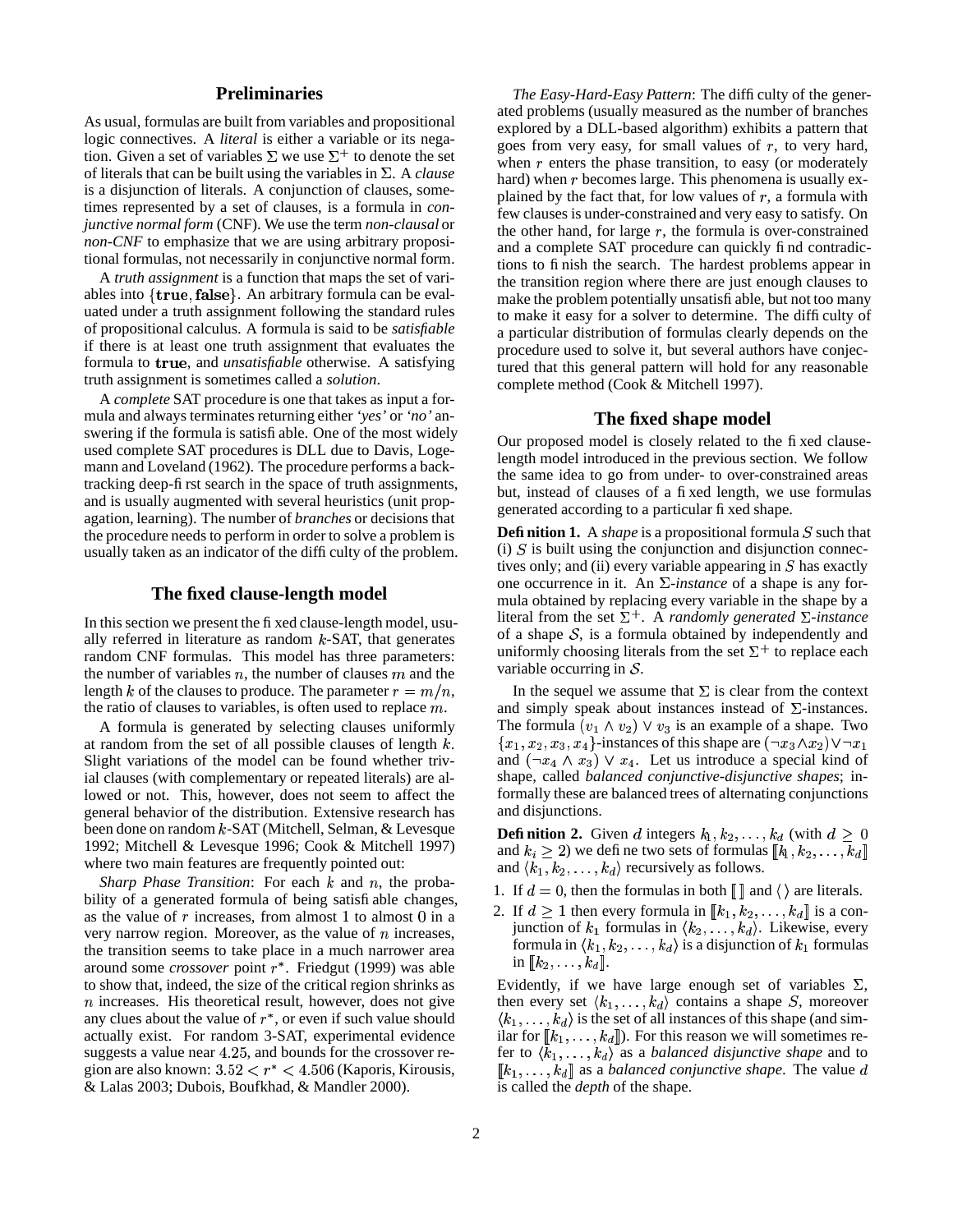## Preliminaries

As usual, formulas are built from variables and propositional logic connectives. A *literal* is either a variable or its negation. Given a set of variables $\Sigma$ we use $\Sigma^+$ to denote the set of literals that can be built using the variables in $\Sigma$. A *clause* is a disjunction of literals. A conjunction of clauses, sometimes represented by a set of clauses, is a formula in *conjunctive normal form* (CNF). We use the term *non-clausal* or *non-CNF* to emphasize that we are using arbitrary propositional formulas, not necessarily in conjunctive normal form.

A *truth assignment* is a function that maps the set of variables into $\{\mathbf{true}, \mathbf{false}\}$. An arbitrary formula can be evaluated under a truth assignment following the standard rules of propositional calculus. A formula is said to be *satisfiable* if there is at least one truth assignment that evaluates the formula to $\mathbf{true}$, and *unsatisfiable* otherwise. A satisfying truth assignment is sometimes called a *solution*.

A *complete* SAT procedure is one that takes as input a formula and always terminates returning either *'yes'* or *'no'* answering if the formula is satisfiable. One of the most widely used complete SAT procedures is DLL due to Davis, Logemann and Loveland (1962). The procedure performs a backtracking deep-first search in the space of truth assignments, and is usually augmented with several heuristics (unit propagation, learning). The number of *branches* or decisions that the procedure needs to perform in order to solve a problem is usually taken as an indicator of the difficulty of the problem.

## The fixed clause-length model

In this section we present the fixed clause-length model, usually referred in literature as random $k$-SAT, that generates random CNF formulas. This model has three parameters: the number of variables $n$, the number of clauses $m$ and the length $k$ of the clauses to produce. The parameter $r = m/n$, the ratio of clauses to variables, is often used to replace $m$.

A formula is generated by selecting clauses uniformly at random from the set of all possible clauses of length $k$. Slight variations of the model can be found whether trivial clauses (with complementary or repeated literals) are allowed or not. This, however, does not seem to affect the general behavior of the distribution. Extensive research has been done on random $k$-SAT (Mitchell, Selman, & Levesque 1992; Mitchell & Levesque 1996; Cook & Mitchell 1997) where two main features are frequently pointed out:

*Sharp Phase Transition*: For each $k$ and $n$, the probability of a generated formula of being satisfiable changes, as the value of $r$ increases, from almost 1 to almost 0 in a very narrow region. Moreover, as the value of $n$ increases, the transition seems to take place in a much narrower area around some *crossover* point $r^*$. Friedgut (1999) was able to show that, indeed, the size of the critical region shrinks as $n$ increases. His theoretical result, however, does not give any clues about the value of $r^*$, or even if such value should actually exist. For random 3-SAT, experimental evidence suggests a value near $4.25$, and bounds for the crossover region are also known: $3.52 < r^* < 4.506$ (Kaporis, Kirousis, & Lalas 2003; Dubois, Boufkhad, & Mandler 2000).

*The Easy-Hard-Easy Pattern*: The difficulty of the generated problems (usually measured as the number of branches explored by a DLL-based algorithm) exhibits a pattern that goes from very easy, for small values of $r$, to very hard, when $r$ enters the phase transition, to easy (or moderately hard) when $r$ becomes large. This phenomena is usually explained by the fact that, for low values of $r$, a formula with few clauses is under-constrained and very easy to satisfy. On the other hand, for large $r$, the formula is over-constrained and a complete SAT procedure can quickly find contradictions to finish the search. The hardest problems appear in the transition region where there are just enough clauses to make the problem potentially unsatisfiable, but not too many to make it easy for a solver to determine. The difficulty of a particular distribution of formulas clearly depends on the procedure used to solve it, but several authors have conjectured that this general pattern will hold for any reasonable complete method (Cook & Mitchell 1997).

## The fixed shape model

Our proposed model is closely related to the fixed clause-length model introduced in the previous section. We follow the same idea to go from under- to over-constrained areas but, instead of clauses of a fixed length, we use formulas generated according to a particular fixed shape.

**Definition 1.** A *shape* is a propositional formula $S$ such that (i) $S$ is built using the conjunction and disjunction connectives only; and (ii) every variable appearing in $S$ has exactly one occurrence in it. An $\Sigma$-*instance* of a shape is any formula obtained by replacing every variable in the shape by a literal from the set $\Sigma^+$. A *randomly generated* $\Sigma$-*instance* of a shape $\mathcal{S}$, is a formula obtained by independently and uniformly choosing literals from the set $\Sigma^+$ to replace each variable occurring in $\mathcal{S}$.

In the sequel we assume that $\Sigma$ is clear from the context and simply speak about instances instead of $\Sigma$-instances. The formula $(v_1 \wedge v_2) \vee v_3$ is an example of a shape. Two $\{x_1, x_2, x_3, x_4\}$-instances of this shape are $(\neg x_3 \wedge x_2) \vee \neg x_1$ and $(\neg x_4 \wedge x_3) \vee x_4$. Let us introduce a special kind of shape, called *balanced conjunctive-disjunctive shapes*; informally these are balanced trees of alternating conjunctions and disjunctions.

**Definition 2.** Given $d$ integers $k_1, k_2, \ldots, k_d$ (with $d \geq 0$ and $k_i \geq 2$) we define two sets of formulas $[\![k_1, k_2, \ldots, k_d]\!]$ and $\langle k_1, k_2, \ldots, k_d \rangle$ recursively as follows.

1. If $d = 0$, then the formulas in both $[\![\,]\!]$ and $\langle\,\rangle$ are literals.
2. If $d \geq 1$ then every formula in $[\![k_1, k_2, \ldots, k_d]\!]$ is a conjunction of $k_1$ formulas in $\langle k_2, \ldots, k_d \rangle$. Likewise, every formula in $\langle k_1, k_2, \ldots, k_d \rangle$ is a disjunction of $k_1$ formulas in $[\![k_2, \ldots, k_d]\!]$.

Evidently, if we have large enough set of variables $\Sigma$, then every set $\langle k_1, \ldots, k_d \rangle$ contains a shape $S$, moreover $\langle k_1, \ldots, k_d \rangle$ is the set of all instances of this shape (and similar for $[\![k_1, \ldots, k_d]\!]$). For this reason we will sometimes refer to $\langle k_1, \ldots, k_d \rangle$ as a *balanced disjunctive shape* and to $[\![k_1, \ldots, k_d]\!]$ as a *balanced conjunctive shape*. The value $d$ is called the *depth* of the shape.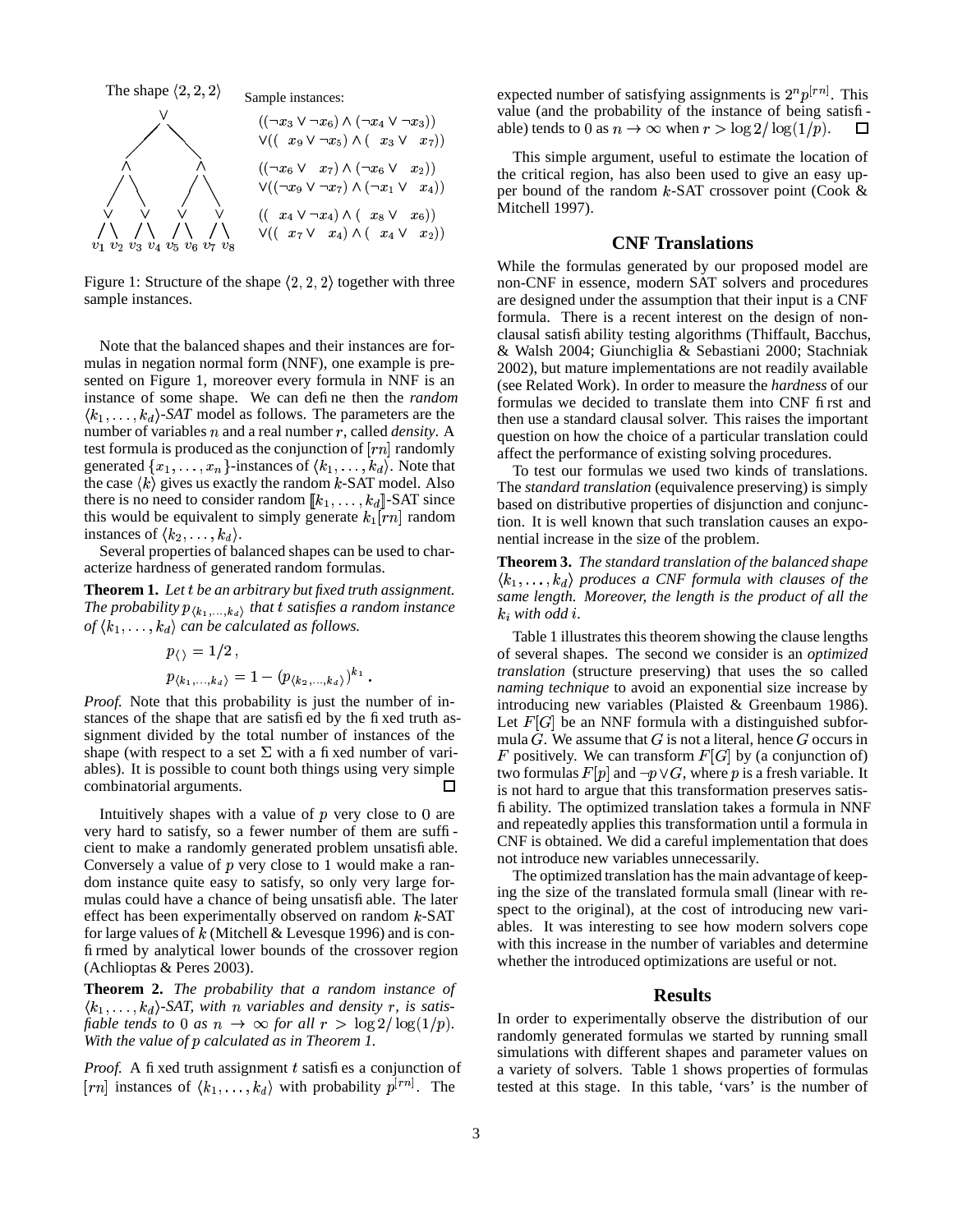The shape $\langle 2, 2, 2 \rangle$

Sample instances:

$((\neg x_3 \vee \neg x_6) \wedge (\neg x_4 \vee \neg x_3))$
$\vee((\ x_9 \vee \neg x_5) \wedge (\ x_3 \vee \ x_7))$

$((\neg x_6 \vee \ x_7) \wedge (\neg x_6 \vee \ x_2))$
$\vee((\neg x_9 \vee \neg x_7) \wedge (\neg x_1 \vee \ x_4))$

$((\ x_4 \vee \neg x_4) \wedge (\ x_8 \vee \ x_6))$
$\vee((\ x_7 \vee \ x_4) \wedge (\ x_4 \vee \ x_2))$

Figure 1: Structure of the shape $\langle 2, 2, 2 \rangle$ together with three sample instances.

Note that the balanced shapes and their instances are formulas in negation normal form (NNF), one example is presented on Figure 1, moreover every formula in NNF is an instance of some shape. We can define then the *random* $\langle k_1, \ldots, k_d \rangle$*-SAT* model as follows. The parameters are the number of variables $n$ and a real number $r$, called *density*. A test formula is produced as the conjunction of $\lceil rn \rceil$ randomly generated $\{x_1, \ldots, x_n\}$-instances of $\langle k_1, \ldots, k_d \rangle$. Note that the case $\langle k \rangle$ gives us exactly the random $k$-SAT model. Also there is no need to consider random $[\![k_1, \ldots, k_d]\!]$-SAT since this would be equivalent to simply generate $k_1\lceil rn \rceil$ random instances of $\langle k_2, \ldots, k_d \rangle$.

Several properties of balanced shapes can be used to characterize hardness of generated random formulas.

**Theorem 1.** *Let $t$ be an arbitrary but fixed truth assignment. The probability $p_{\langle k_1,\ldots,k_d \rangle}$ that $t$ satisfies a random instance of $\langle k_1, \ldots, k_d \rangle$ can be calculated as follows.*

$$p_{\langle \rangle} = 1/2\,,$$
$$p_{\langle k_1,\ldots,k_d \rangle} = 1 - (p_{\langle k_2,\ldots,k_d \rangle})^{k_1}\,.$$

*Proof.* Note that this probability is just the number of instances of the shape that are satisfied by the fixed truth assignment divided by the total number of instances of the shape (with respect to a set $\Sigma$ with a fixed number of variables). It is possible to count both things using very simple combinatorial arguments. □

Intuitively shapes with a value of $p$ very close to 0 are very hard to satisfy, so a fewer number of them are sufficient to make a randomly generated problem unsatisfiable. Conversely a value of $p$ very close to 1 would make a random instance quite easy to satisfy, so only very large formulas could have a chance of being unsatisfiable. The later effect has been experimentally observed on random $k$-SAT for large values of $k$ (Mitchell & Levesque 1996) and is confirmed by analytical lower bounds of the crossover region (Achlioptas & Peres 2003).

**Theorem 2.** *The probability that a random instance of $\langle k_1, \ldots, k_d \rangle$-SAT, with $n$ variables and density $r$, is satisfiable tends to 0 as $n \to \infty$ for all $r > \log 2 / \log(1/p)$. With the value of $p$ calculated as in Theorem 1.*

*Proof.* A fixed truth assignment $t$ satisfies a conjunction of $\lceil rn \rceil$ instances of $\langle k_1, \ldots, k_d \rangle$ with probability $p^{\lceil rn \rceil}$. The expected number of satisfying assignments is $2^n p^{\lceil rn \rceil}$. This value (and the probability of the instance of being satisfiable) tends to 0 as $n \to \infty$ when $r > \log 2 / \log(1/p)$. □

This simple argument, useful to estimate the location of the critical region, has also been used to give an easy upper bound of the random $k$-SAT crossover point (Cook & Mitchell 1997).

## CNF Translations

While the formulas generated by our proposed model are non-CNF in essence, modern SAT solvers and procedures are designed under the assumption that their input is a CNF formula. There is a recent interest on the design of non-clausal satisfiability testing algorithms (Thiffault, Bacchus, & Walsh 2004; Giunchiglia & Sebastiani 2000; Stachniak 2002), but mature implementations are not readily available (see Related Work). In order to measure the *hardness* of our formulas we decided to translate them into CNF first and then use a standard clausal solver. This raises the important question on how the choice of a particular translation could affect the performance of existing solving procedures.

To test our formulas we used two kinds of translations. The *standard translation* (equivalence preserving) is simply based on distributive properties of disjunction and conjunction. It is well known that such translation causes an exponential increase in the size of the problem.

**Theorem 3.** *The standard translation of the balanced shape $\langle k_1, \ldots, k_d \rangle$ produces a CNF formula with clauses of the same length. Moreover, the length is the product of all the $k_i$ with odd $i$.*

Table 1 illustrates this theorem showing the clause lengths of several shapes. The second we consider is an *optimized translation* (structure preserving) that uses the so called *naming technique* to avoid an exponential size increase by introducing new variables (Plaisted & Greenbaum 1986). Let $F[G]$ be an NNF formula with a distinguished subformula $G$. We assume that $G$ is not a literal, hence $G$ occurs in $F$ positively. We can transform $F[G]$ by (a conjunction of) two formulas $F[p]$ and $\neg p \vee G$, where $p$ is a fresh variable. It is not hard to argue that this transformation preserves satisfiability. The optimized translation takes a formula in NNF and repeatedly applies this transformation until a formula in CNF is obtained. We did a careful implementation that does not introduce new variables unnecessarily.

The optimized translation has the main advantage of keeping the size of the translated formula small (linear with respect to the original), at the cost of introducing new variables. It was interesting to see how modern solvers cope with this increase in the number of variables and determine whether the introduced optimizations are useful or not.

## Results

In order to experimentally observe the distribution of our randomly generated formulas we started by running small simulations with different shapes and parameter values on a variety of solvers. Table 1 shows properties of formulas tested at this stage. In this table, 'vars' is the number of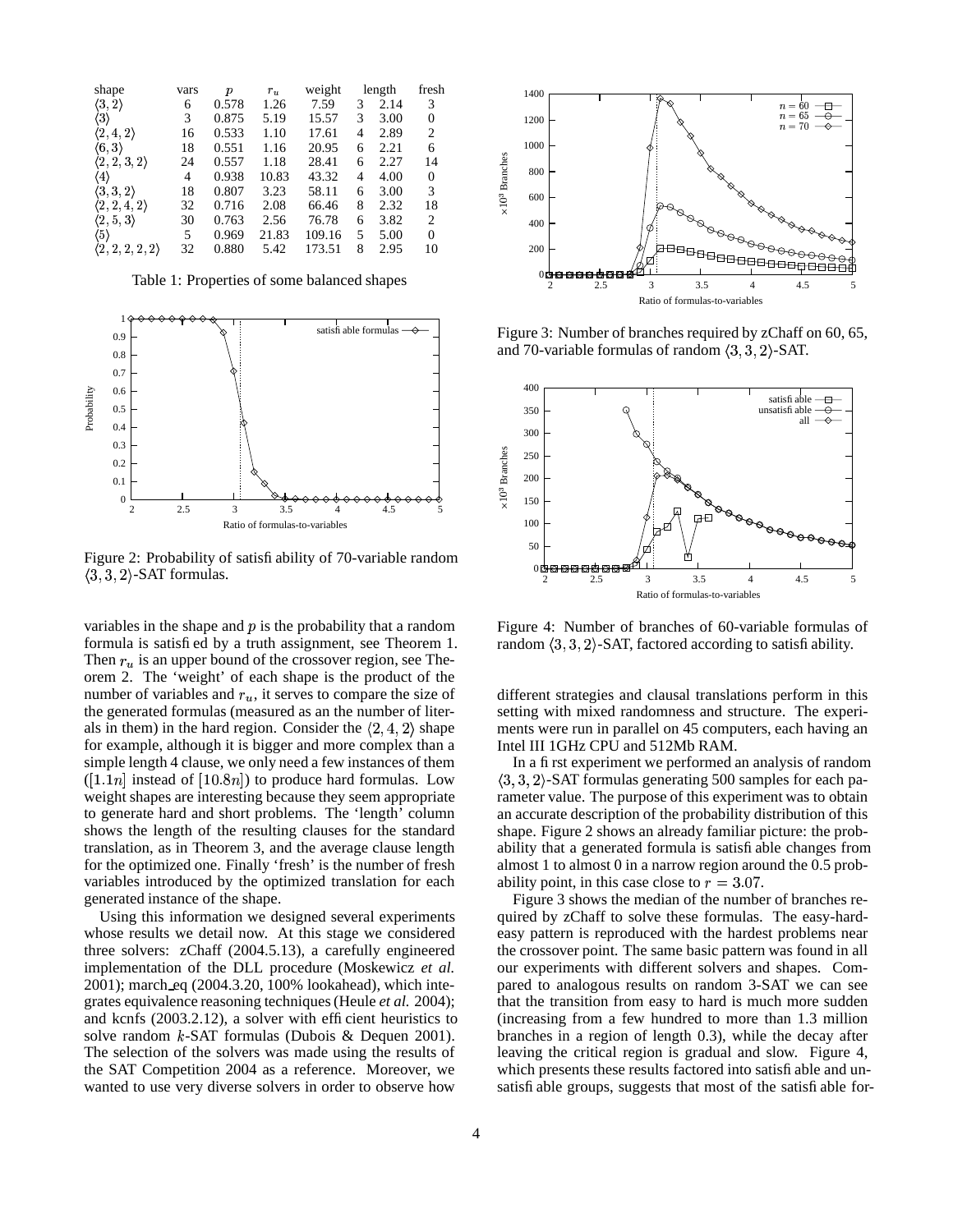| shape | vars | $p$ | $r_u$ | weight | length | | fresh |
|---|---|---|---|---|---|---|---|
| $\langle 3, 2\rangle$ | 6 | 0.578 | 1.26 | 7.59 | 3 | 2.14 | 3 |
| $\langle 3\rangle$ | 3 | 0.875 | 5.19 | 15.57 | 3 | 3.00 | 0 |
| $\langle 2, 4, 2\rangle$ | 16 | 0.533 | 1.10 | 17.61 | 4 | 2.89 | 2 |
| $\langle 6, 3\rangle$ | 18 | 0.551 | 1.16 | 20.95 | 6 | 2.21 | 6 |
| $\langle 2, 2, 3, 2\rangle$ | 24 | 0.557 | 1.18 | 28.41 | 6 | 2.27 | 14 |
| $\langle 4\rangle$ | 4 | 0.938 | 10.83 | 43.32 | 4 | 4.00 | 0 |
| $\langle 3, 3, 2\rangle$ | 18 | 0.807 | 3.23 | 58.11 | 6 | 3.00 | 3 |
| $\langle 2, 2, 4, 2\rangle$ | 32 | 0.716 | 2.08 | 66.46 | 8 | 2.32 | 18 |
| $\langle 2, 5, 3\rangle$ | 30 | 0.763 | 2.56 | 76.78 | 6 | 3.82 | 2 |
| $\langle 5\rangle$ | 5 | 0.969 | 21.83 | 109.16 | 5 | 5.00 | 0 |
| $\langle 2, 2, 2, 2, 2\rangle$ | 32 | 0.880 | 5.42 | 173.51 | 8 | 2.95 | 10 |

Table 1: Properties of some balanced shapes

Figure 2: Probability of satisfiability of 70-variable random $\langle 3, 3, 2\rangle$-SAT formulas.

variables in the shape and $p$ is the probability that a random formula is satisfied by a truth assignment, see Theorem 1. Then $r_u$ is an upper bound of the crossover region, see Theorem 2. The 'weight' of each shape is the product of the number of variables and $r_u$, it serves to compare the size of the generated formulas (measured as the number of literals in them) in the hard region. Consider the $\langle 2, 4, 2\rangle$ shape for example, although it is bigger and more complex than a simple length 4 clause, we only need a few instances of them ($[1.1n]$ instead of $[10.8n]$) to produce hard formulas. Low weight shapes are interesting because they seem appropriate to generate hard and short problems. The 'length' column shows the length of the resulting clauses for the standard translation, as in Theorem 3, and the average clause length for the optimized one. Finally 'fresh' is the number of fresh variables introduced by the optimized translation for each generated instance of the shape.

Using this information we designed several experiments whose results we detail now. At this stage we considered three solvers: zChaff (2004.5.13), a carefully engineered implementation of the DLL procedure (Moskewicz *et al.* 2001); march_eq (2004.3.20, 100% lookahead), which integrates equivalence reasoning techniques (Heule *et al.* 2004); and kcnfs (2003.2.12), a solver with efficient heuristics to solve random $k$-SAT formulas (Dubois & Dequen 2001). The selection of the solvers was made using the results of the SAT Competition 2004 as a reference. Moreover, we wanted to use very diverse solvers in order to observe how different strategies and clausal translations perform in this setting with mixed randomness and structure. The experiments were run in parallel on 45 computers, each having an Intel III 1GHz CPU and 512Mb RAM.

Figure 3: Number of branches required by zChaff on 60, 65, and 70-variable formulas of random $\langle 3, 3, 2\rangle$-SAT.

Figure 4: Number of branches of 60-variable formulas of random $\langle 3, 3, 2\rangle$-SAT, factored according to satisfiability.

In a first experiment we performed an analysis of random $\langle 3, 3, 2\rangle$-SAT formulas generating 500 samples for each parameter value. The purpose of this experiment was to obtain an accurate description of the probability distribution of this shape. Figure 2 shows an already familiar picture: the probability that a generated formula is satisfiable changes from almost 1 to almost 0 in a narrow region around the 0.5 probability point, in this case close to $r = 3.07$.

Figure 3 shows the median of the number of branches required by zChaff to solve these formulas. The easy-hard-easy pattern is reproduced with the hardest problems near the crossover point. The same basic pattern was found in all our experiments with different solvers and shapes. Compared to analogous results on random 3-SAT we can see that the transition from easy to hard is much more sudden (increasing from a few hundred to more than 1.3 million branches in a region of length 0.3), while the decay after leaving the critical region is gradual and slow. Figure 4, which presents these results factored into satisfiable and unsatisfiable groups, suggests that most of the satisfiable for-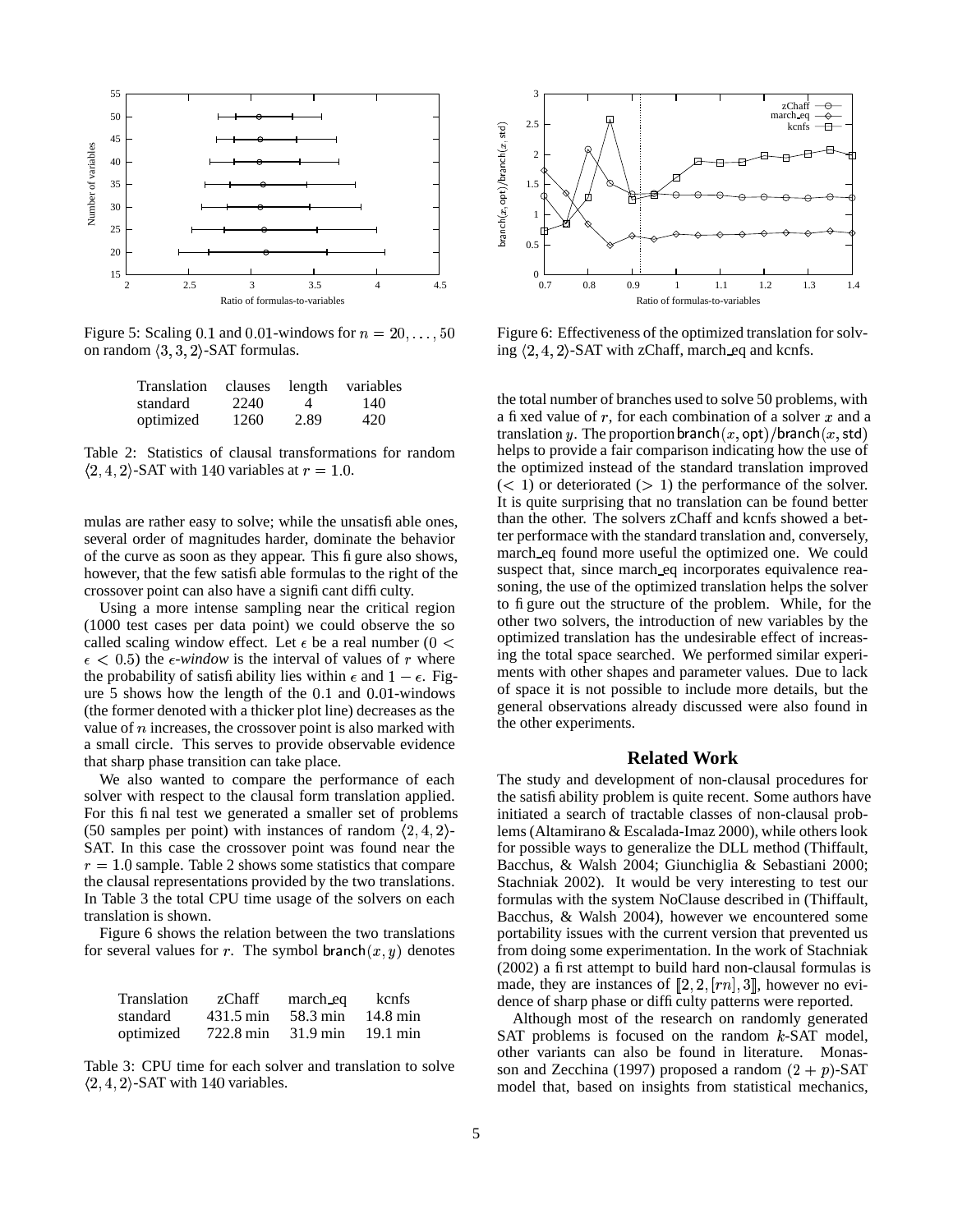Figure 5: Scaling $0.1$ and $0.01$-windows for $n = 20, \ldots, 50$ on random $\langle 3, 3, 2 \rangle$-SAT formulas.

| Translation | clauses | length | variables |
|---|---|---|---|
| standard | 2240 | 4 | 140 |
| optimized | 1260 | 2.89 | 420 |

Table 2: Statistics of clausal transformations for random $\langle 2, 4, 2 \rangle$-SAT with $140$ variables at $r = 1.0$.

mulas are rather easy to solve; while the unsatisfiable ones, several order of magnitudes harder, dominate the behavior of the curve as soon as they appear. This figure also shows, however, that the few satisfiable formulas to the right of the crossover point can also have a significant difficulty.

Using a more intense sampling near the critical region (1000 test cases per data point) we could observe the so called scaling window effect. Let $\epsilon$ be a real number ($0 < \epsilon < 0.5$) the $\epsilon$-*window* is the interval of values of $r$ where the probability of satisfiability lies within $\epsilon$ and $1 - \epsilon$. Figure 5 shows how the length of the $0.1$ and $0.01$-windows (the former denoted with a thicker plot line) decreases as the value of $n$ increases, the crossover point is also marked with a small circle. This serves to provide observable evidence that sharp phase transition can take place.

We also wanted to compare the performance of each solver with respect to the clausal form translation applied. For this final test we generated a smaller set of problems (50 samples per point) with instances of random $\langle 2, 4, 2 \rangle$-SAT. In this case the crossover point was found near the $r = 1.0$ sample. Table 2 shows some statistics that compare the clausal representations provided by the two translations. In Table 3 the total CPU time usage of the solvers on each translation is shown.

Figure 6 shows the relation between the two translations for several values for $r$. The symbol $\mathsf{branch}(x, y)$ denotes

| Translation | zChaff | march_eq | kcnfs |
|---|---|---|---|
| standard | 431.5 min | 58.3 min | 14.8 min |
| optimized | 722.8 min | 31.9 min | 19.1 min |

Table 3: CPU time for each solver and translation to solve $\langle 2, 4, 2 \rangle$-SAT with $140$ variables.

Figure 6: Effectiveness of the optimized translation for solving $\langle 2, 4, 2 \rangle$-SAT with zChaff, march_eq and kcnfs.

the total number of branches used to solve 50 problems, with a fixed value of $r$, for each combination of a solver $x$ and a translation $y$. The proportion $\mathsf{branch}(x, \mathsf{opt})/\mathsf{branch}(x, \mathsf{std})$ helps to provide a fair comparison indicating how the use of the optimized instead of the standard translation improved ($< 1$) or deteriorated ($> 1$) the performance of the solver. It is quite surprising that no translation can be found better than the other. The solvers zChaff and kcnfs showed a better performace with the standard translation and, conversely, march_eq found more useful the optimized one. We could suspect that, since march_eq incorporates equivalence reasoning, the use of the optimized translation helps the solver to figure out the structure of the problem. While, for the other two solvers, the introduction of new variables by the optimized translation has the undesirable effect of increasing the total space searched. We performed similar experiments with other shapes and parameter values. Due to lack of space it is not possible to include more details, but the general observations already discussed were also found in the other experiments.

## Related Work

The study and development of non-clausal procedures for the satisfiability problem is quite recent. Some authors have initiated a search of tractable classes of non-clausal problems (Altamirano & Escalada-Imaz 2000), while others look for possible ways to generalize the DLL method (Thiffault, Bacchus, & Walsh 2004; Giunchiglia & Sebastiani 2000; Stachniak 2002). It would be very interesting to test our formulas with the system NoClause described in (Thiffault, Bacchus, & Walsh 2004), however we encountered some portability issues with the current version that prevented us from doing some experimentation. In the work of Stachniak (2002) a first attempt to build hard non-clausal formulas is made, they are instances of $[\![2, 2, [rn], 3]\!]$, however no evidence of sharp phase or difficulty patterns were reported.

Although most of the research on randomly generated SAT problems is focused on the random $k$-SAT model, other variants can also be found in literature. Monasson and Zecchina (1997) proposed a random $(2 + p)$-SAT model that, based on insights from statistical mechanics,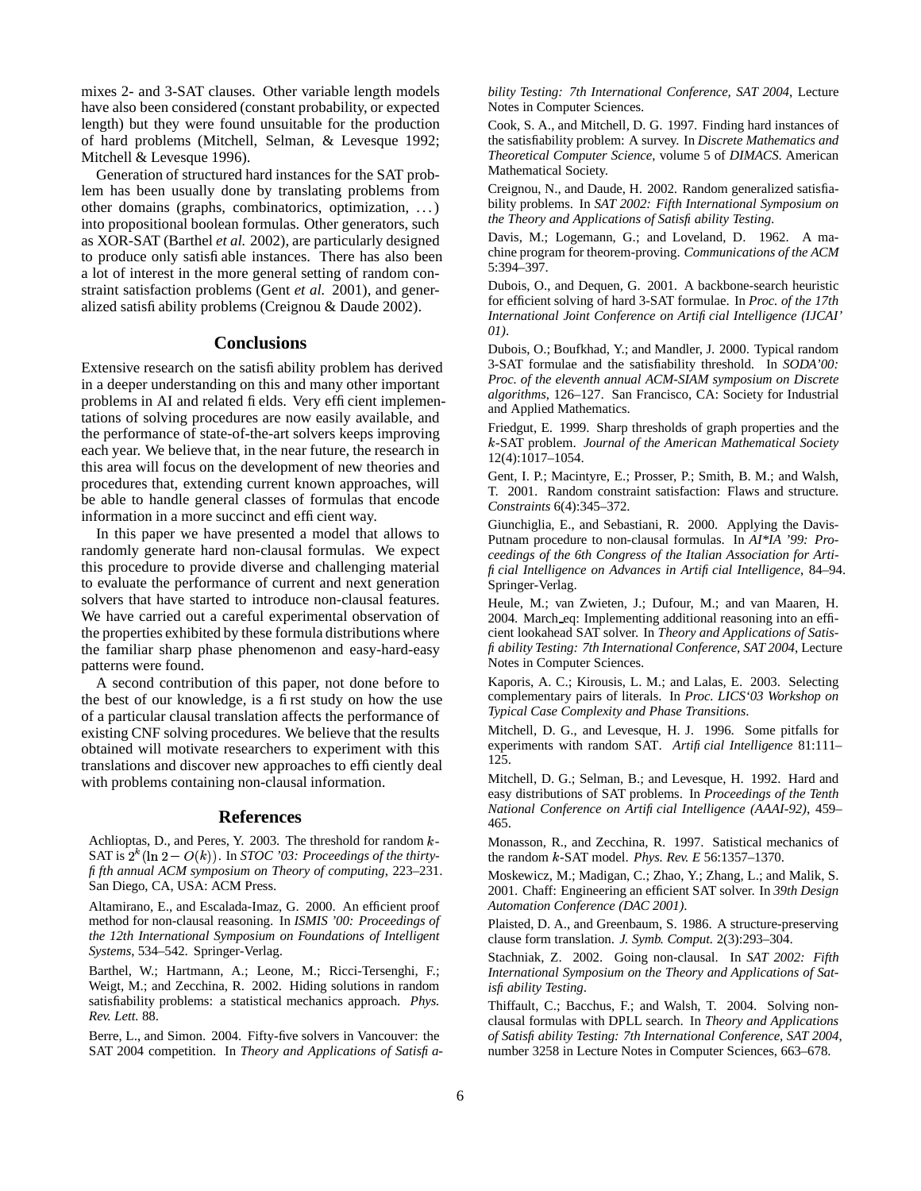mixes 2- and 3-SAT clauses. Other variable length models have also been considered (constant probability, or expected length) but they were found unsuitable for the production of hard problems (Mitchell, Selman, & Levesque 1992; Mitchell & Levesque 1996).

Generation of structured hard instances for the SAT problem has been usually done by translating problems from other domains (graphs, combinatorics, optimization, ...) into propositional boolean formulas. Other generators, such as XOR-SAT (Barthel *et al.* 2002), are particularly designed to produce only satisfiable instances. There has also been a lot of interest in the more general setting of random constraint satisfaction problems (Gent *et al.* 2001), and generalized satisfiability problems (Creignou & Daude 2002).

## Conclusions

Extensive research on the satisfiability problem has derived in a deeper understanding on this and many other important problems in AI and related fields. Very efficient implementations of solving procedures are now easily available, and the performance of state-of-the-art solvers keeps improving each year. We believe that, in the near future, the research in this area will focus on the development of new theories and procedures that, extending current known approaches, will be able to handle general classes of formulas that encode information in a more succinct and efficient way.

In this paper we have presented a model that allows to randomly generate hard non-clausal formulas. We expect this procedure to provide diverse and challenging material to evaluate the performance of current and next generation solvers that have started to introduce non-clausal features. We have carried out a careful experimental observation of the properties exhibited by these formula distributions where the familiar sharp phase phenomenon and easy-hard-easy patterns were found.

A second contribution of this paper, not done before to the best of our knowledge, is a first study on how the use of a particular clausal translation affects the performance of existing CNF solving procedures. We believe that the results obtained will motivate researchers to experiment with this translations and discover new approaches to efficiently deal with problems containing non-clausal information.

## References

Achlioptas, D., and Peres, Y. 2003. The threshold for random $k$-SAT is $2^k(\ln 2 - O(k))$. In *STOC '03: Proceedings of the thirty-fifth annual ACM symposium on Theory of computing*, 223–231. San Diego, CA, USA: ACM Press.

Altamirano, E., and Escalada-Imaz, G. 2000. An efficient proof method for non-clausal reasoning. In *ISMIS '00: Proceedings of the 12th International Symposium on Foundations of Intelligent Systems*, 534–542. Springer-Verlag.

Barthel, W.; Hartmann, A.; Leone, M.; Ricci-Tersenghi, F.; Weigt, M.; and Zecchina, R. 2002. Hiding solutions in random satisfiability problems: a statistical mechanics approach. *Phys. Rev. Lett.* 88.

Berre, L., and Simon. 2004. Fifty-five solvers in Vancouver: the SAT 2004 competition. In *Theory and Applications of Satisfiability Testing: 7th International Conference, SAT 2004*, Lecture Notes in Computer Sciences.

Cook, S. A., and Mitchell, D. G. 1997. Finding hard instances of the satisfiability problem: A survey. In *Discrete Mathematics and Theoretical Computer Science*, volume 5 of *DIMACS*. American Mathematical Society.

Creignou, N., and Daude, H. 2002. Random generalized satisfiability problems. In *SAT 2002: Fifth International Symposium on the Theory and Applications of Satisfiability Testing*.

Davis, M.; Logemann, G.; and Loveland, D. 1962. A machine program for theorem-proving. *Communications of the ACM* 5:394–397.

Dubois, O., and Dequen, G. 2001. A backbone-search heuristic for efficient solving of hard 3-SAT formulae. In *Proc. of the 17th International Joint Conference on Artificial Intelligence (IJCAI'01)*.

Dubois, O.; Boufkhad, Y.; and Mandler, J. 2000. Typical random 3-SAT formulae and the satisfiability threshold. In *SODA'00: Proc. of the eleventh annual ACM-SIAM symposium on Discrete algorithms*, 126–127. San Francisco, CA: Society for Industrial and Applied Mathematics.

Friedgut, E. 1999. Sharp thresholds of graph properties and the $k$-SAT problem. *Journal of the American Mathematical Society* 12(4):1017–1054.

Gent, I. P.; Macintyre, E.; Prosser, P.; Smith, B. M.; and Walsh, T. 2001. Random constraint satisfaction: Flaws and structure. *Constraints* 6(4):345–372.

Giunchiglia, E., and Sebastiani, R. 2000. Applying the Davis-Putnam procedure to non-clausal formulas. In *AI\*IA '99: Proceedings of the 6th Congress of the Italian Association for Artificial Intelligence on Advances in Artificial Intelligence*, 84–94. Springer-Verlag.

Heule, M.; van Zwieten, J.; Dufour, M.; and van Maaren, H. 2004. March_eq: Implementing additional reasoning into an efficient lookahead SAT solver. In *Theory and Applications of Satisfiability Testing: 7th International Conference, SAT 2004*, Lecture Notes in Computer Sciences.

Kaporis, A. C.; Kirousis, L. M.; and Lalas, E. 2003. Selecting complementary pairs of literals. In *Proc. LICS'03 Workshop on Typical Case Complexity and Phase Transitions*.

Mitchell, D. G., and Levesque, H. J. 1996. Some pitfalls for experiments with random SAT. *Artificial Intelligence* 81:111–125.

Mitchell, D. G.; Selman, B.; and Levesque, H. 1992. Hard and easy distributions of SAT problems. In *Proceedings of the Tenth National Conference on Artificial Intelligence (AAAI-92)*, 459–465.

Monasson, R., and Zecchina, R. 1997. Satistical mechanics of the random $k$-SAT model. *Phys. Rev. E* 56:1357–1370.

Moskewicz, M.; Madigan, C.; Zhao, Y.; Zhang, L.; and Malik, S. 2001. Chaff: Engineering an efficient SAT solver. In *39th Design Automation Conference (DAC 2001)*.

Plaisted, D. A., and Greenbaum, S. 1986. A structure-preserving clause form translation. *J. Symb. Comput.* 2(3):293–304.

Stachniak, Z. 2002. Going non-clausal. In *SAT 2002: Fifth International Symposium on the Theory and Applications of Satisfiability Testing*.

Thiffault, C.; Bacchus, F.; and Walsh, T. 2004. Solving non-clausal formulas with DPLL search. In *Theory and Applications of Satisfiability Testing: 7th International Conference, SAT 2004*, number 3258 in Lecture Notes in Computer Sciences, 663–678.